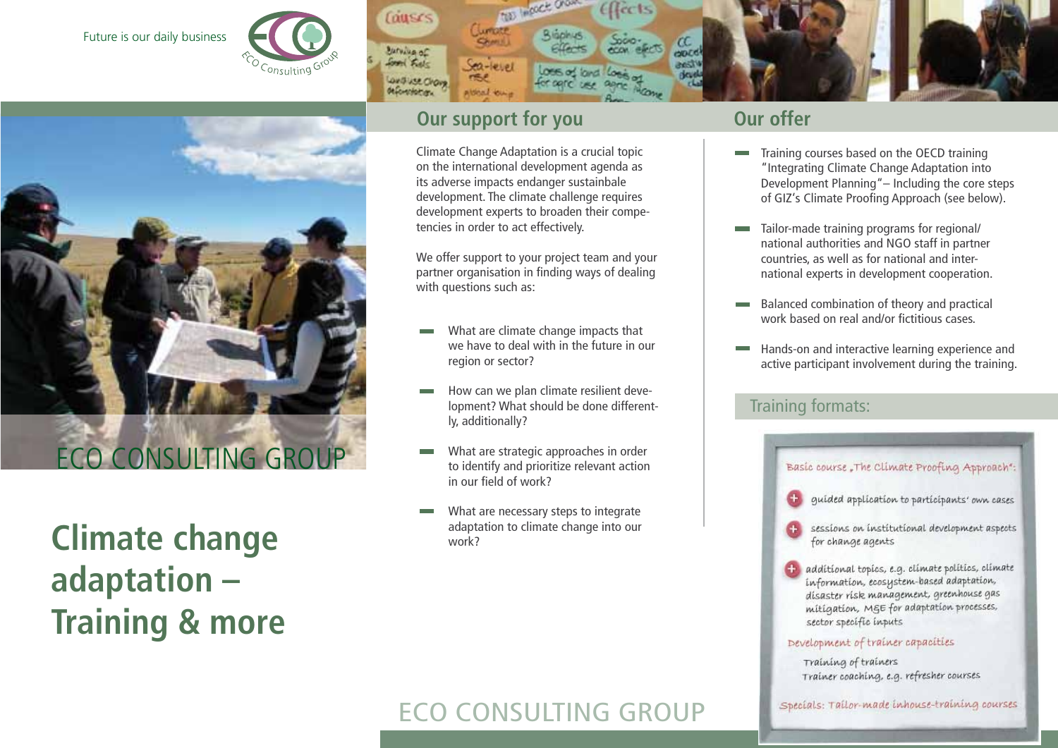Future is our daily business

ECO CONSULTING GROUP

# Climate change adaptation – Training & more

## Our support for you

Climate Change Adaptation is a crucial topic on the international development agenda as its adverse impacts endanger sustainabale development. The climate challenge requires development experts to broaden their competencies in order to act effectively.

We offer support to your project team and your partner organisation in finding ways of dealing with questions such as:

- What are climate change impacts that we have to deal with in the future in our region or sector?
- How can we plan climate resilient development? What should be done differently, additionally?
- What are strategic approaches in order to identify and prioritize relevant action in our field of work?
- What are necessary steps to integrate adaptation to climate change into our work?

## Our offer

- Training courses based on the OECD training "Integrating Climate Change Adaptation into Development Planning"– Including the core steps of GIZ's Climate Proofing Approach (see below).
- Tailor-made training programs for regional/national authorities and NGO staff in partner countries, as well as for national and international experts in development cooperation.
- Balanced combination of theory and practical work based on real and/or fictitious cases.
- Hands-on and interactive learning experience and active participant involvement during the training.

### Training formats:

Basic course „The Climate Proofing Approach":

- + guided application to participants' own cases
- + sessions on institutional development aspects for change agents
- + additional topics, e.g. climate politics, climate information, ecosystem-based adaptation, disaster risk management, greenhouse gas mitigation, M&E for adaptation processes, sector specific inputs

Development of trainer capacities

Training of trainers

Trainer coaching, e.g. refresher courses

Specials: Tailor-made inhouse-training courses

ECO CONSULTING GROUP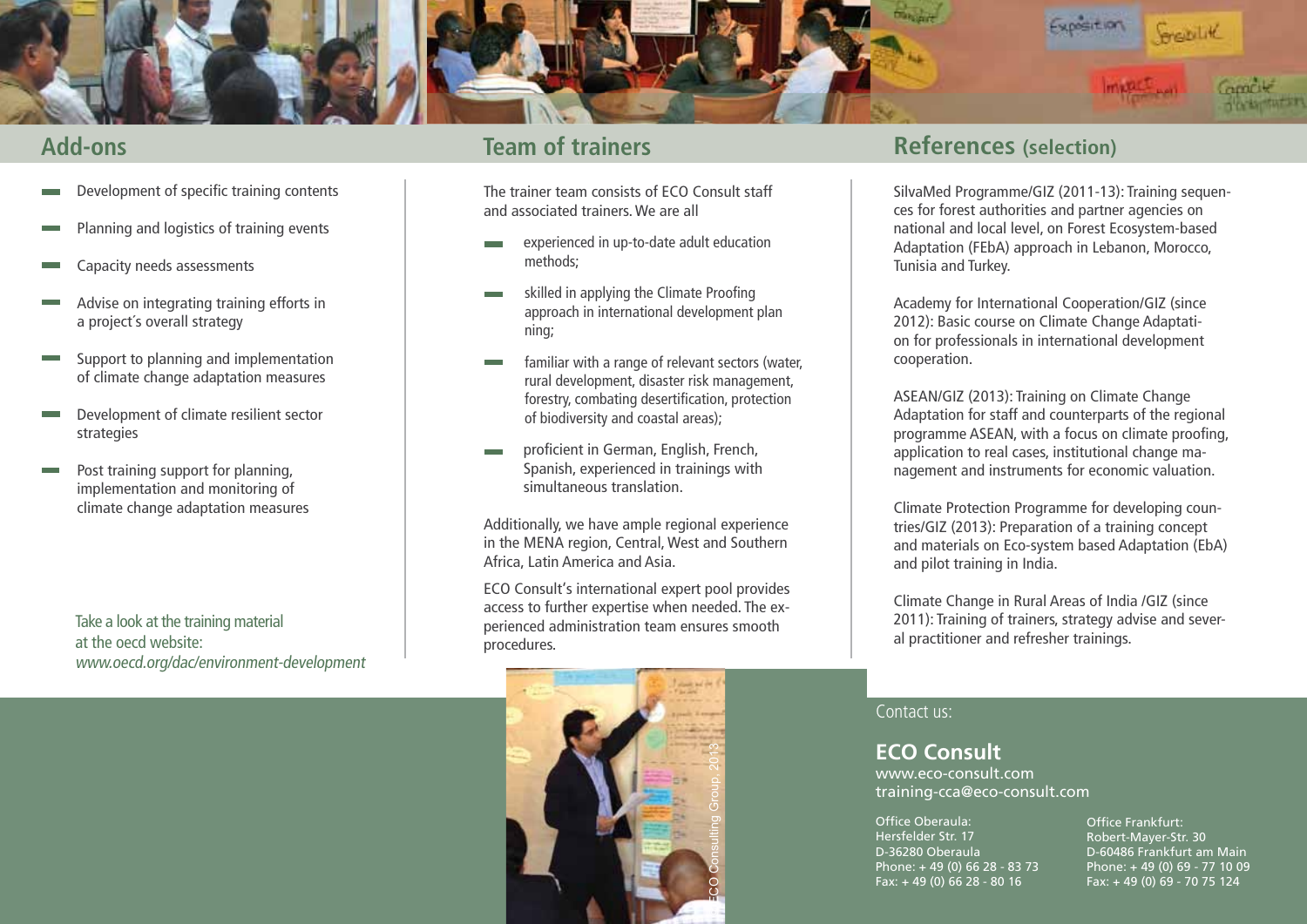## Add-ons

- Development of specific training contents
- Planning and logistics of training events
- Capacity needs assessments
- Advise on integrating training efforts in a project´s overall strategy
- Support to planning and implementation of climate change adaptation measures
- Development of climate resilient sector strategies
- Post training support for planning, implementation and monitoring of climate change adaptation measures

Take a look at the training material at the oecd website:
*www.oecd.org/dac/environment-development*

## Team of trainers

The trainer team consists of ECO Consult staff and associated trainers. We are all

- experienced in up-to-date adult education methods;
- skilled in applying the Climate Proofing approach in international development planning;
- familiar with a range of relevant sectors (water, rural development, disaster risk management, forestry, combating desertification, protection of biodiversity and coastal areas);
- proficient in German, English, French, Spanish, experienced in trainings with simultaneous translation.

Additionally, we have ample regional experience in the MENA region, Central, West and Southern Africa, Latin America and Asia.

ECO Consult's international expert pool provides access to further expertise when needed. The experienced administration team ensures smooth procedures.

ECO Consulting Group, 2013

## References (selection)

SilvaMed Programme/GIZ (2011-13): Training sequences for forest authorities and partner agencies on national and local level, on Forest Ecosystem-based Adaptation (FEbA) approach in Lebanon, Morocco, Tunisia and Turkey.

Academy for International Cooperation/GIZ (since 2012): Basic course on Climate Change Adaptation for professionals in international development cooperation.

ASEAN/GIZ (2013): Training on Climate Change Adaptation for staff and counterparts of the regional programme ASEAN, with a focus on climate proofing, application to real cases, institutional change management and instruments for economic valuation.

Climate Protection Programme for developing countries/GIZ (2013): Preparation of a training concept and materials on Eco-system based Adaptation (EbA) and pilot training in India.

Climate Change in Rural Areas of India /GIZ (since 2011): Training of trainers, strategy advise and several practitioner and refresher trainings.

Contact us:

**ECO Consult**
www.eco-consult.com
training-cca@eco-consult.com

Office Oberaula:
Hersfelder Str. 17
D-36280 Oberaula
Phone: + 49 (0) 66 28 - 83 73
Fax: + 49 (0) 66 28 - 80 16

Office Frankfurt:
Robert-Mayer-Str. 30
D-60486 Frankfurt am Main
Phone: + 49 (0) 69 - 77 10 09
Fax: + 49 (0) 69 - 70 75 124